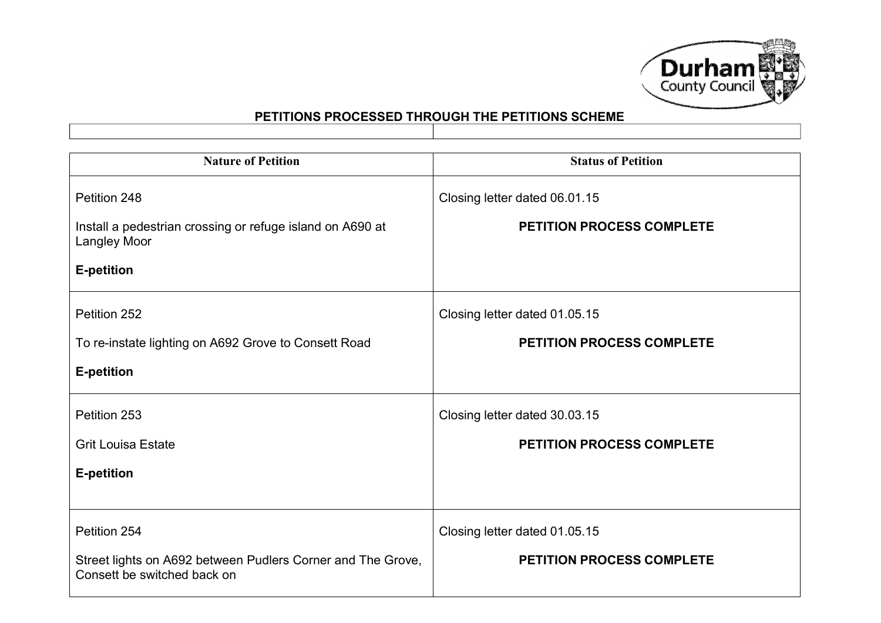## PETITIONS PROCESSED THROUGH THE PETITIONS SCHEME

| Nature of Petition | Status of Petition |
|---|---|
| Petition 248<br><br>Install a pedestrian crossing or refuge island on A690 at Langley Moor<br><br>**E-petition** | Closing letter dated 06.01.15<br><br>**PETITION PROCESS COMPLETE** |
| Petition 252<br><br>To re-instate lighting on A692 Grove to Consett Road<br><br>**E-petition** | Closing letter dated 01.05.15<br><br>**PETITION PROCESS COMPLETE** |
| Petition 253<br><br>Grit Louisa Estate<br><br>**E-petition** | Closing letter dated 30.03.15<br><br>**PETITION PROCESS COMPLETE** |
| Petition 254<br><br>Street lights on A692 between Pudlers Corner and The Grove, Consett be switched back on | Closing letter dated 01.05.15<br><br>**PETITION PROCESS COMPLETE** |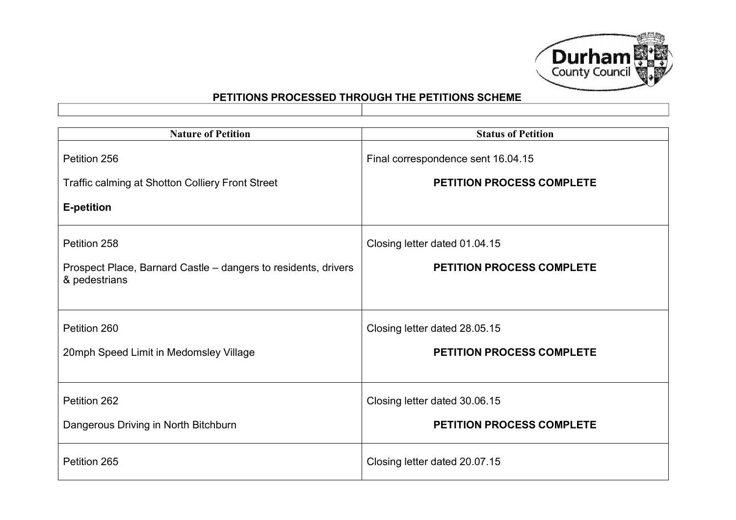## PETITIONS PROCESSED THROUGH THE PETITIONS SCHEME

| Nature of Petition | Status of Petition |
|---|---|
| Petition 256<br><br>Traffic calming at Shotton Colliery Front Street<br><br>**E-petition** | Final correspondence sent 16.04.15<br><br>**PETITION PROCESS COMPLETE** |
| Petition 258<br><br>Prospect Place, Barnard Castle – dangers to residents, drivers & pedestrians | Closing letter dated 01.04.15<br><br>**PETITION PROCESS COMPLETE** |
| Petition 260<br><br>20mph Speed Limit in Medomsley Village | Closing letter dated 28.05.15<br><br>**PETITION PROCESS COMPLETE** |
| Petition 262<br><br>Dangerous Driving in North Bitchburn | Closing letter dated 30.06.15<br><br>**PETITION PROCESS COMPLETE** |
| Petition 265 | Closing letter dated 20.07.15 |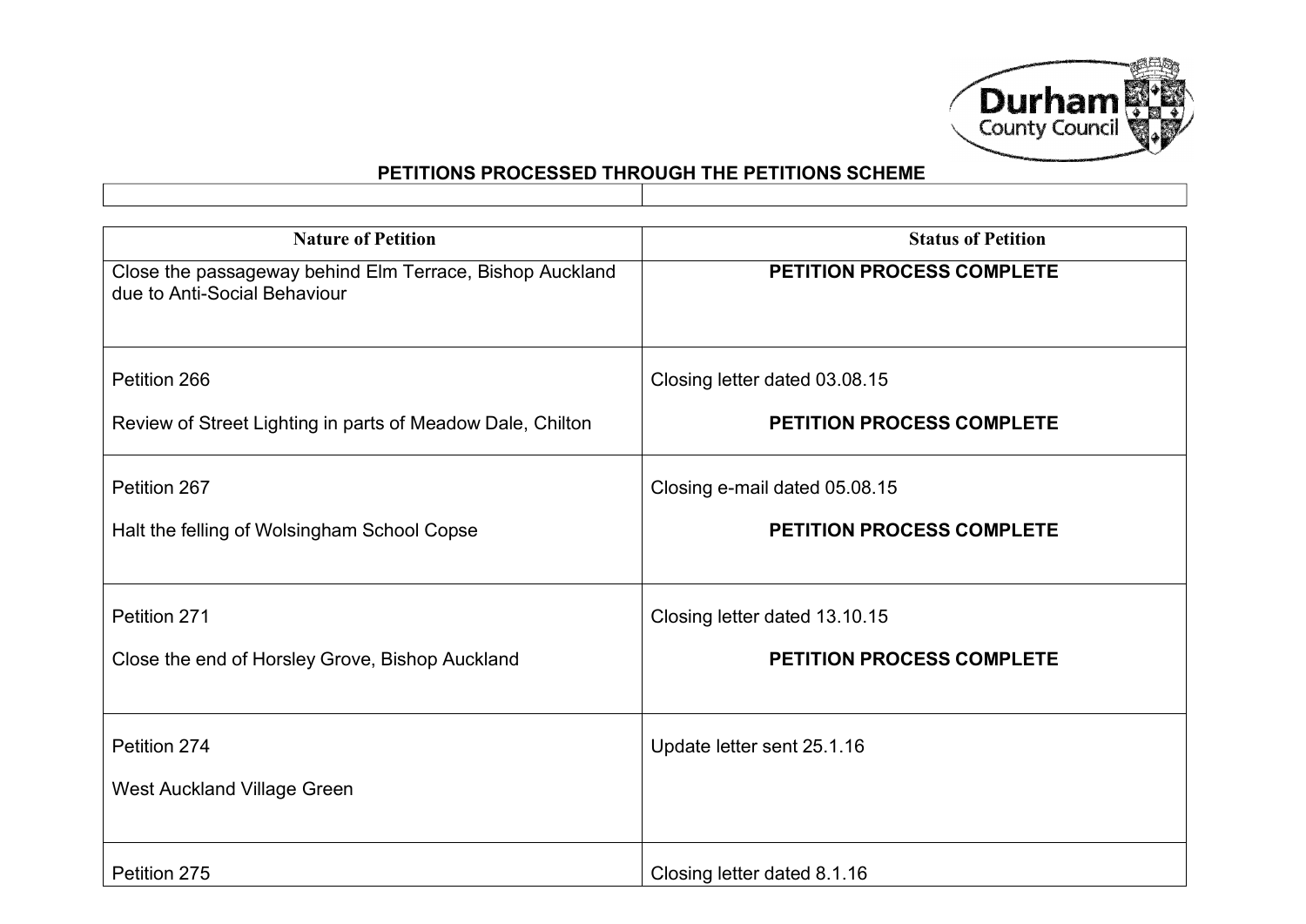## PETITIONS PROCESSED THROUGH THE PETITIONS SCHEME

| Nature of Petition | Status of Petition |
|---|---|
| Close the passageway behind Elm Terrace, Bishop Auckland due to Anti-Social Behaviour | **PETITION PROCESS COMPLETE** |
| Petition 266<br><br>Review of Street Lighting in parts of Meadow Dale, Chilton | Closing letter dated 03.08.15<br><br>**PETITION PROCESS COMPLETE** |
| Petition 267<br><br>Halt the felling of Wolsingham School Copse | Closing e-mail dated 05.08.15<br><br>**PETITION PROCESS COMPLETE** |
| Petition 271<br><br>Close the end of Horsley Grove, Bishop Auckland | Closing letter dated 13.10.15<br><br>**PETITION PROCESS COMPLETE** |
| Petition 274<br><br>West Auckland Village Green | Update letter sent 25.1.16 |
| Petition 275 | Closing letter dated 8.1.16 |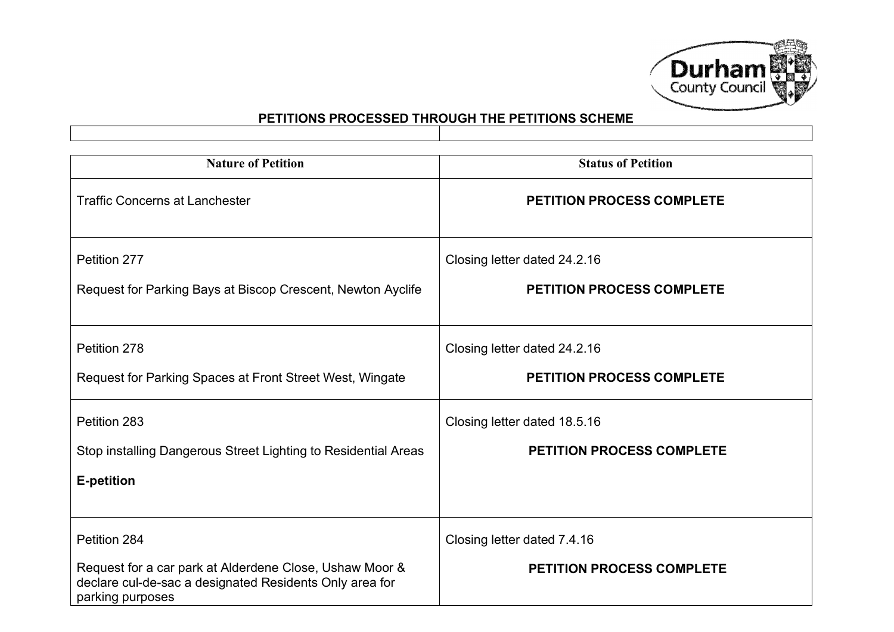**PETITIONS PROCESSED THROUGH THE PETITIONS SCHEME**

| Nature of Petition | Status of Petition |
|---|---|
| Traffic Concerns at Lanchester | **PETITION PROCESS COMPLETE** |
| Petition 277<br><br>Request for Parking Bays at Biscop Crescent, Newton Ayclife | Closing letter dated 24.2.16<br><br>**PETITION PROCESS COMPLETE** |
| Petition 278<br><br>Request for Parking Spaces at Front Street West, Wingate | Closing letter dated 24.2.16<br><br>**PETITION PROCESS COMPLETE** |
| Petition 283<br><br>Stop installing Dangerous Street Lighting to Residential Areas<br><br>**E-petition** | Closing letter dated 18.5.16<br><br>**PETITION PROCESS COMPLETE** |
| Petition 284<br><br>Request for a car park at Alderdene Close, Ushaw Moor & declare cul-de-sac a designated Residents Only area for parking purposes | Closing letter dated 7.4.16<br><br>**PETITION PROCESS COMPLETE** |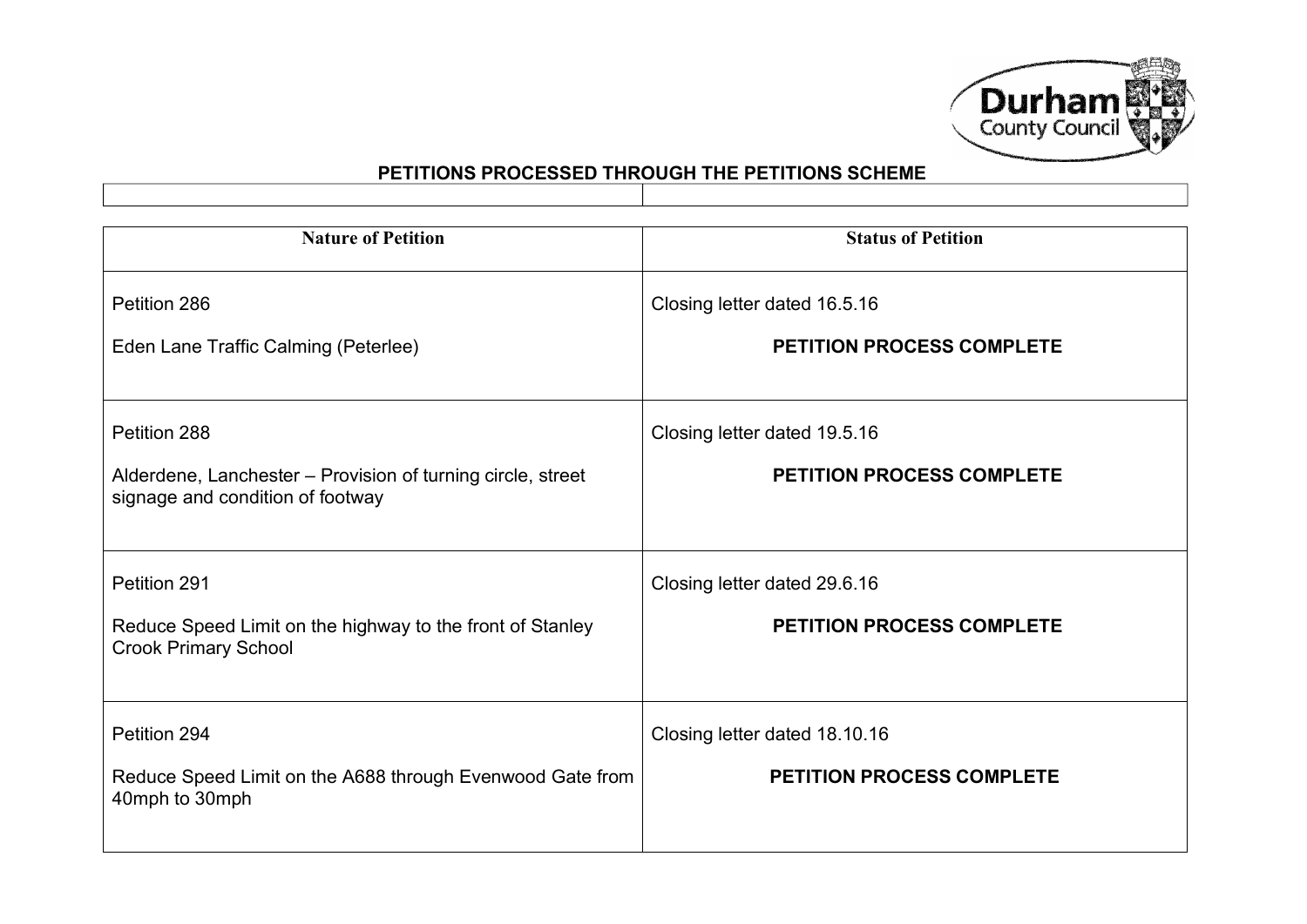## PETITIONS PROCESSED THROUGH THE PETITIONS SCHEME

| Nature of Petition | Status of Petition |
|---|---|
| Petition 286<br><br>Eden Lane Traffic Calming (Peterlee) | Closing letter dated 16.5.16<br><br>**PETITION PROCESS COMPLETE** |
| Petition 288<br><br>Alderdene, Lanchester – Provision of turning circle, street signage and condition of footway | Closing letter dated 19.5.16<br><br>**PETITION PROCESS COMPLETE** |
| Petition 291<br><br>Reduce Speed Limit on the highway to the front of Stanley Crook Primary School | Closing letter dated 29.6.16<br><br>**PETITION PROCESS COMPLETE** |
| Petition 294<br><br>Reduce Speed Limit on the A688 through Evenwood Gate from 40mph to 30mph | Closing letter dated 18.10.16<br><br>**PETITION PROCESS COMPLETE** |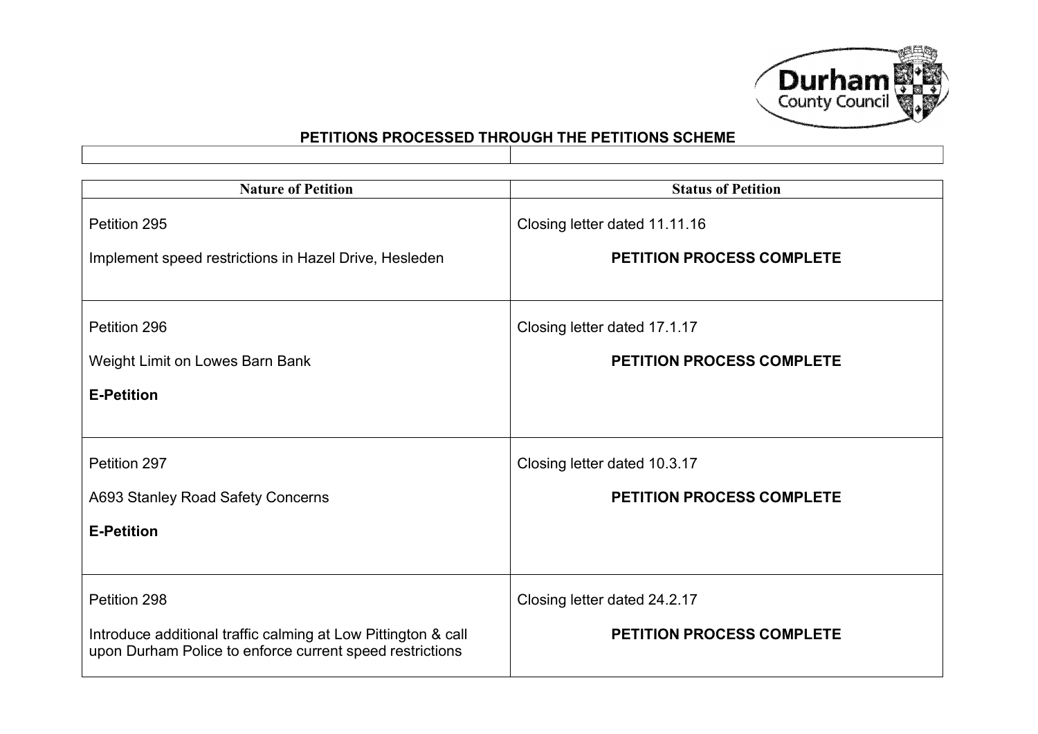**PETITIONS PROCESSED THROUGH THE PETITIONS SCHEME**

| Nature of Petition | Status of Petition |
|---|---|
| Petition 295<br><br>Implement speed restrictions in Hazel Drive, Hesleden | Closing letter dated 11.11.16<br><br>**PETITION PROCESS COMPLETE** |
| Petition 296<br><br>Weight Limit on Lowes Barn Bank<br><br>**E-Petition** | Closing letter dated 17.1.17<br><br>**PETITION PROCESS COMPLETE** |
| Petition 297<br><br>A693 Stanley Road Safety Concerns<br><br>**E-Petition** | Closing letter dated 10.3.17<br><br>**PETITION PROCESS COMPLETE** |
| Petition 298<br><br>Introduce additional traffic calming at Low Pittington & call upon Durham Police to enforce current speed restrictions | Closing letter dated 24.2.17<br><br>**PETITION PROCESS COMPLETE** |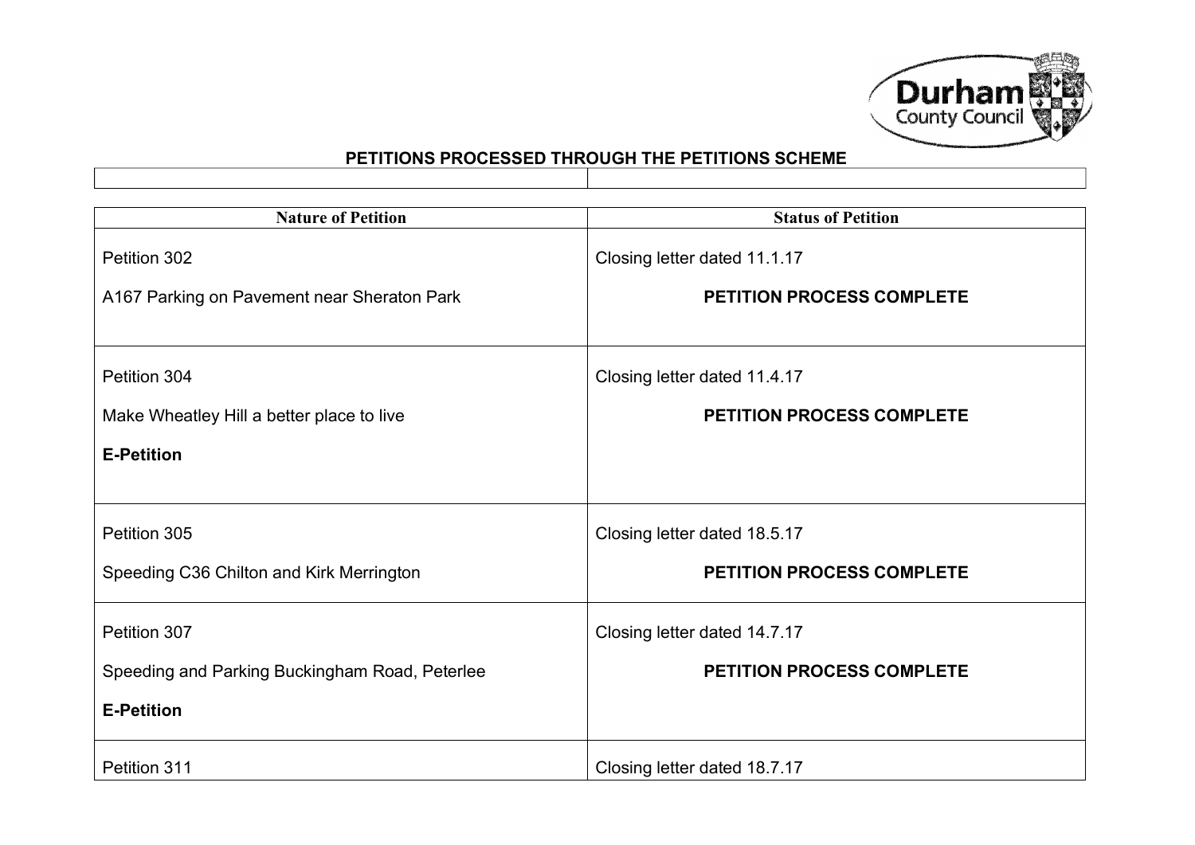## PETITIONS PROCESSED THROUGH THE PETITIONS SCHEME

| Nature of Petition | Status of Petition |
|---|---|
| Petition 302<br><br>A167 Parking on Pavement near Sheraton Park | Closing letter dated 11.1.17<br><br>**PETITION PROCESS COMPLETE** |
| Petition 304<br><br>Make Wheatley Hill a better place to live<br><br>**E-Petition** | Closing letter dated 11.4.17<br><br>**PETITION PROCESS COMPLETE** |
| Petition 305<br><br>Speeding C36 Chilton and Kirk Merrington | Closing letter dated 18.5.17<br><br>**PETITION PROCESS COMPLETE** |
| Petition 307<br><br>Speeding and Parking Buckingham Road, Peterlee<br><br>**E-Petition** | Closing letter dated 14.7.17<br><br>**PETITION PROCESS COMPLETE** |
| Petition 311 | Closing letter dated 18.7.17 |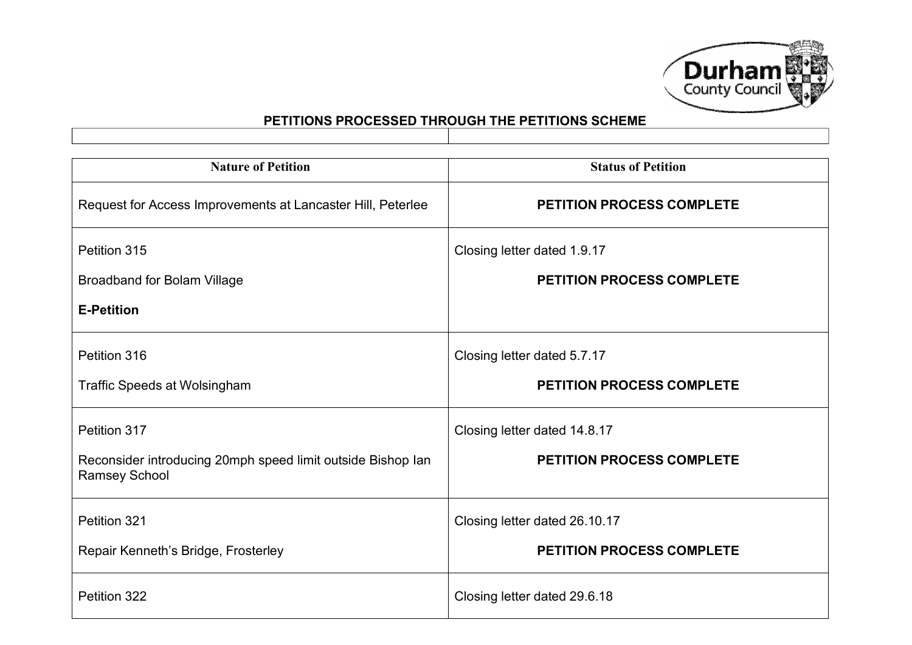## PETITIONS PROCESSED THROUGH THE PETITIONS SCHEME

| Nature of Petition | Status of Petition |
|---|---|
| Request for Access Improvements at Lancaster Hill, Peterlee | **PETITION PROCESS COMPLETE** |
| Petition 315<br><br>Broadband for Bolam Village<br><br>**E-Petition** | Closing letter dated 1.9.17<br><br>**PETITION PROCESS COMPLETE** |
| Petition 316<br><br>Traffic Speeds at Wolsingham | Closing letter dated 5.7.17<br><br>**PETITION PROCESS COMPLETE** |
| Petition 317<br><br>Reconsider introducing 20mph speed limit outside Bishop Ian Ramsey School | Closing letter dated 14.8.17<br><br>**PETITION PROCESS COMPLETE** |
| Petition 321<br><br>Repair Kenneth's Bridge, Frosterley | Closing letter dated 26.10.17<br><br>**PETITION PROCESS COMPLETE** |
| Petition 322 | Closing letter dated 29.6.18 |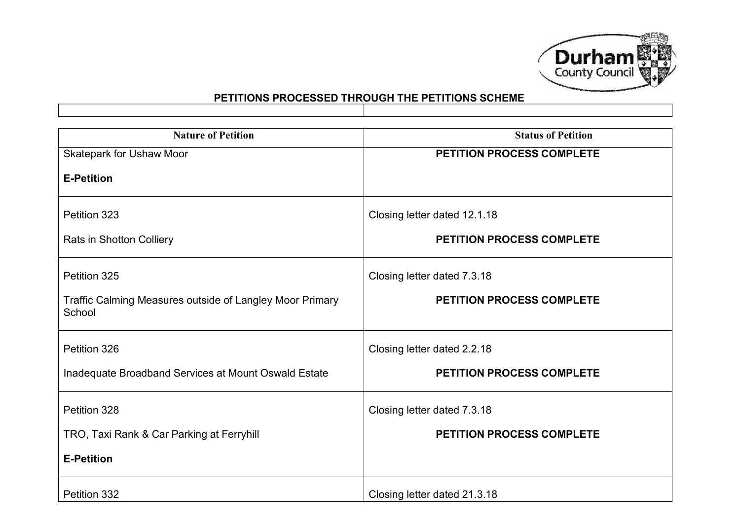## PETITIONS PROCESSED THROUGH THE PETITIONS SCHEME

| | |
|---|---|

| Nature of Petition | Status of Petition |
|---|---|
| Skatepark for Ushaw Moor<br><br>**E-Petition** | **PETITION PROCESS COMPLETE** |
| Petition 323<br><br>Rats in Shotton Colliery | Closing letter dated 12.1.18<br><br>**PETITION PROCESS COMPLETE** |
| Petition 325<br><br>Traffic Calming Measures outside of Langley Moor Primary School | Closing letter dated 7.3.18<br><br>**PETITION PROCESS COMPLETE** |
| Petition 326<br><br>Inadequate Broadband Services at Mount Oswald Estate | Closing letter dated 2.2.18<br><br>**PETITION PROCESS COMPLETE** |
| Petition 328<br><br>TRO, Taxi Rank & Car Parking at Ferryhill<br><br>**E-Petition** | Closing letter dated 7.3.18<br><br>**PETITION PROCESS COMPLETE** |
| Petition 332 | Closing letter dated 21.3.18 |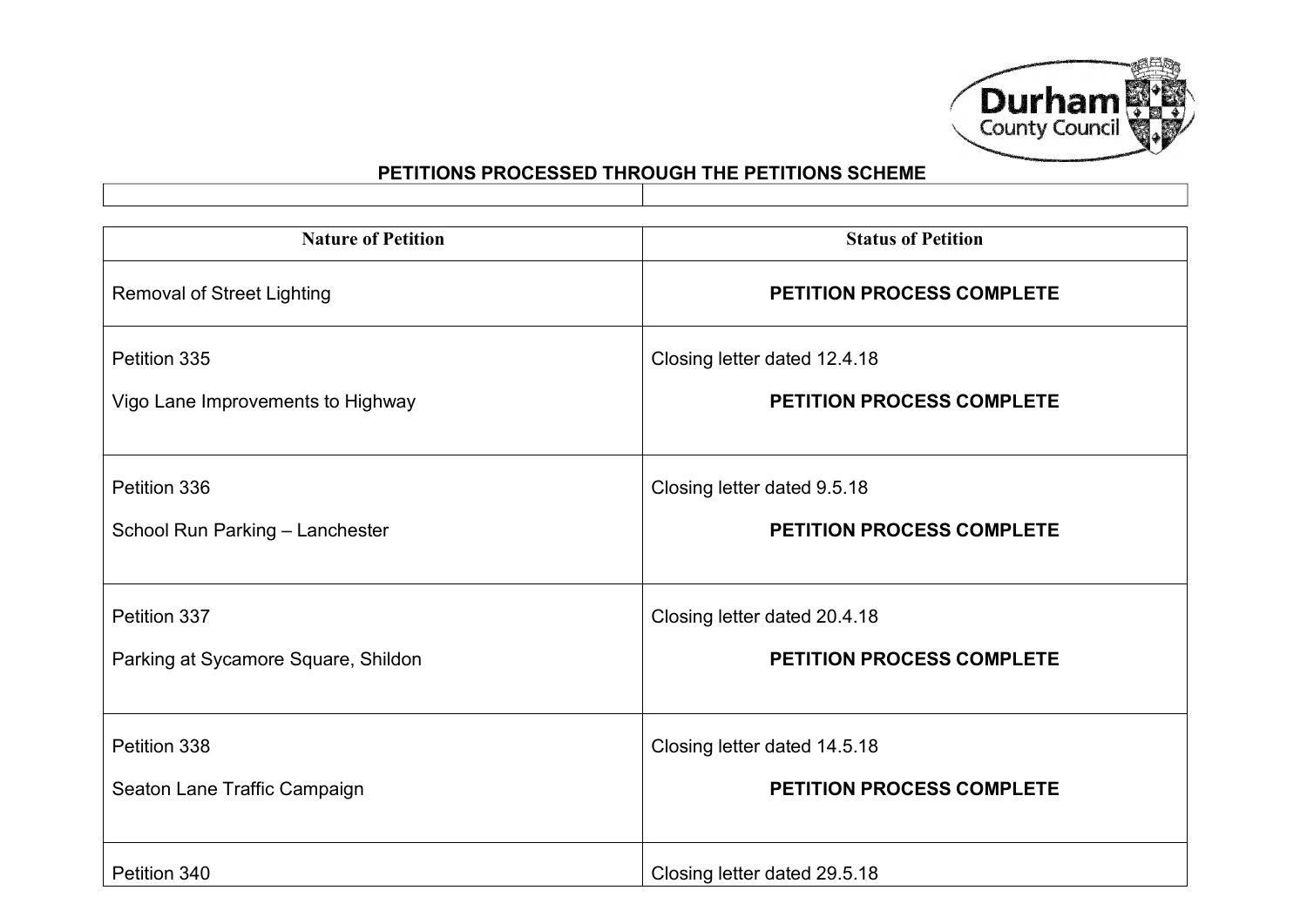**PETITIONS PROCESSED THROUGH THE PETITIONS SCHEME**

| Nature of Petition | Status of Petition |
|---|---|
| Removal of Street Lighting | **PETITION PROCESS COMPLETE** |
| Petition 335<br><br>Vigo Lane Improvements to Highway | Closing letter dated 12.4.18<br><br>**PETITION PROCESS COMPLETE** |
| Petition 336<br><br>School Run Parking – Lanchester | Closing letter dated 9.5.18<br><br>**PETITION PROCESS COMPLETE** |
| Petition 337<br><br>Parking at Sycamore Square, Shildon | Closing letter dated 20.4.18<br><br>**PETITION PROCESS COMPLETE** |
| Petition 338<br><br>Seaton Lane Traffic Campaign | Closing letter dated 14.5.18<br><br>**PETITION PROCESS COMPLETE** |
| Petition 340 | Closing letter dated 29.5.18 |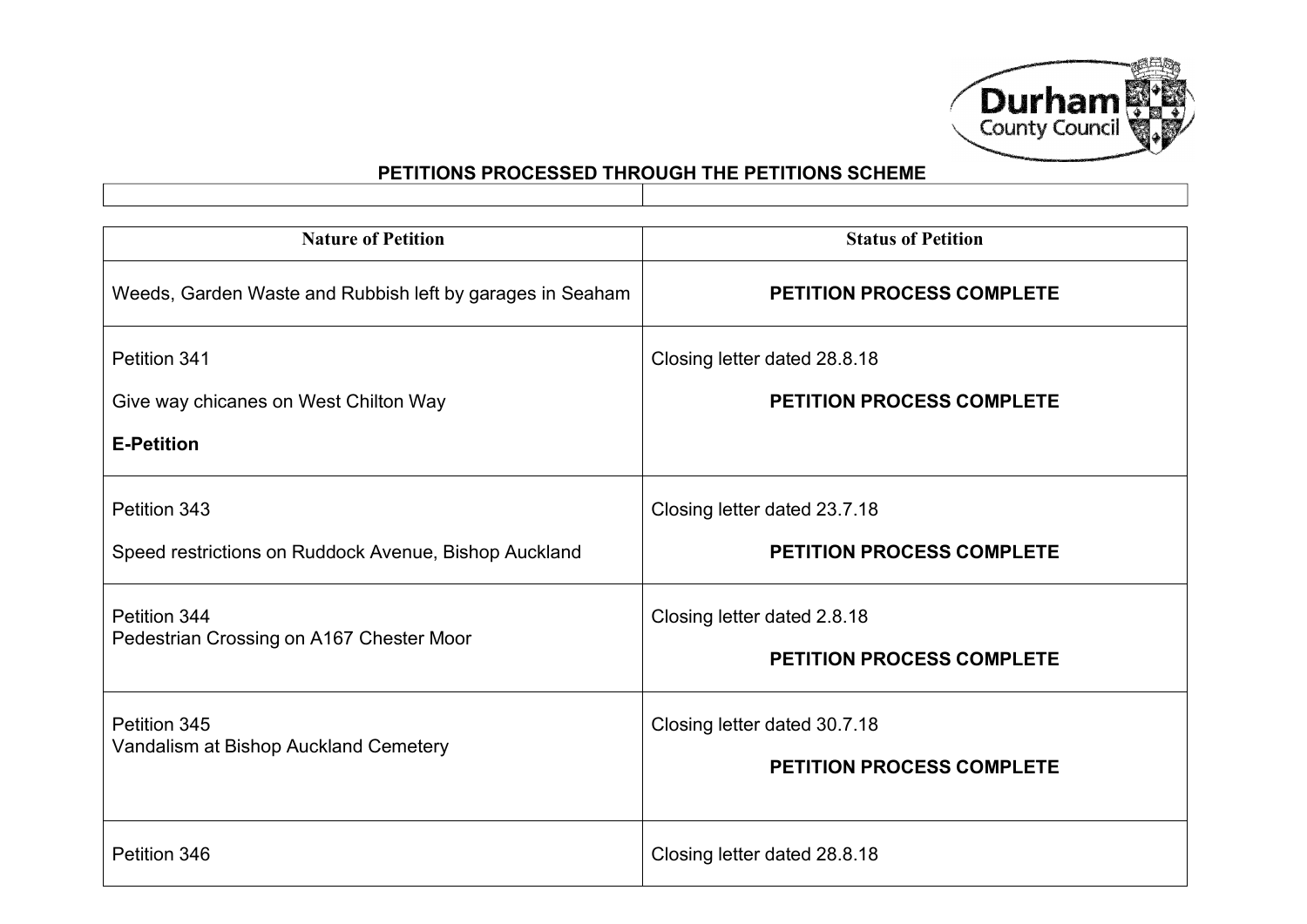**PETITIONS PROCESSED THROUGH THE PETITIONS SCHEME**

| Nature of Petition | Status of Petition |
|---|---|
| Weeds, Garden Waste and Rubbish left by garages in Seaham | **PETITION PROCESS COMPLETE** |
| Petition 341<br><br>Give way chicanes on West Chilton Way<br><br>**E-Petition** | Closing letter dated 28.8.18<br><br>**PETITION PROCESS COMPLETE** |
| Petition 343<br><br>Speed restrictions on Ruddock Avenue, Bishop Auckland | Closing letter dated 23.7.18<br><br>**PETITION PROCESS COMPLETE** |
| Petition 344<br>Pedestrian Crossing on A167 Chester Moor | Closing letter dated 2.8.18<br><br>**PETITION PROCESS COMPLETE** |
| Petition 345<br>Vandalism at Bishop Auckland Cemetery | Closing letter dated 30.7.18<br><br>**PETITION PROCESS COMPLETE** |
| Petition 346 | Closing letter dated 28.8.18 |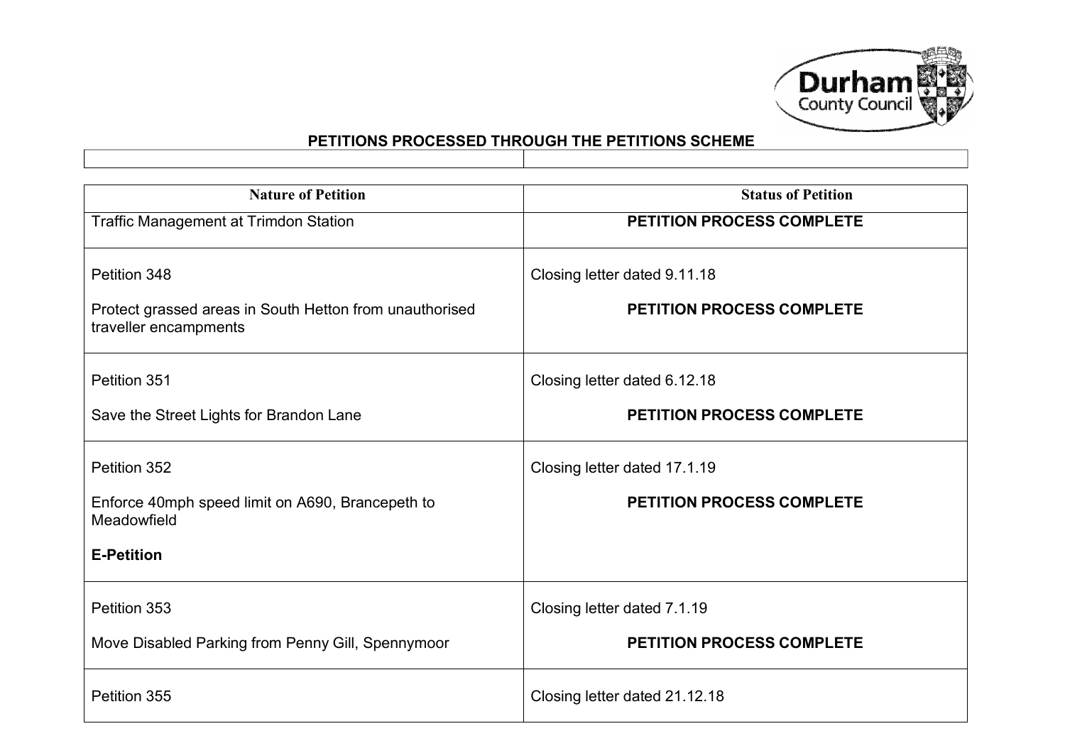## PETITIONS PROCESSED THROUGH THE PETITIONS SCHEME

| Nature of Petition | Status of Petition |
|---|---|
| Traffic Management at Trimdon Station | **PETITION PROCESS COMPLETE** |
| Petition 348<br><br>Protect grassed areas in South Hetton from unauthorised traveller encampments | Closing letter dated 9.11.18<br><br>**PETITION PROCESS COMPLETE** |
| Petition 351<br><br>Save the Street Lights for Brandon Lane | Closing letter dated 6.12.18<br><br>**PETITION PROCESS COMPLETE** |
| Petition 352<br><br>Enforce 40mph speed limit on A690, Brancepeth to Meadowfield<br><br>**E-Petition** | Closing letter dated 17.1.19<br><br>**PETITION PROCESS COMPLETE** |
| Petition 353<br><br>Move Disabled Parking from Penny Gill, Spennymoor | Closing letter dated 7.1.19<br><br>**PETITION PROCESS COMPLETE** |
| Petition 355 | Closing letter dated 21.12.18 |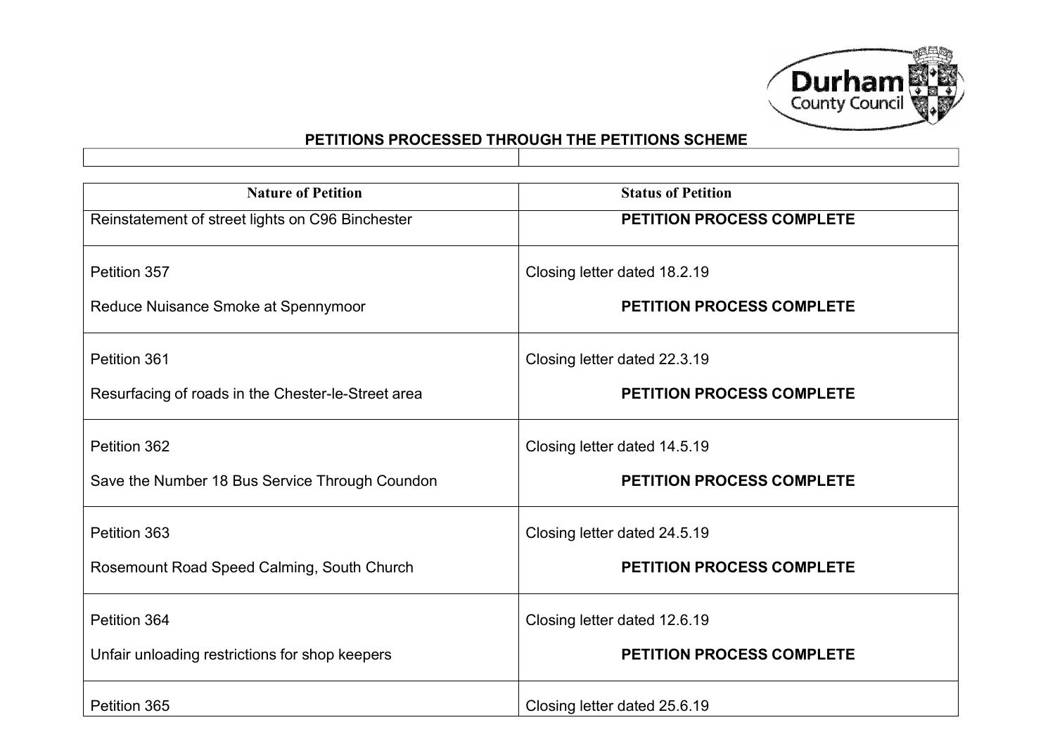## PETITIONS PROCESSED THROUGH THE PETITIONS SCHEME

| Nature of Petition | Status of Petition |
|---|---|
| Reinstatement of street lights on C96 Binchester | **PETITION PROCESS COMPLETE** |
| Petition 357<br><br>Reduce Nuisance Smoke at Spennymoor | Closing letter dated 18.2.19<br><br>**PETITION PROCESS COMPLETE** |
| Petition 361<br><br>Resurfacing of roads in the Chester-le-Street area | Closing letter dated 22.3.19<br><br>**PETITION PROCESS COMPLETE** |
| Petition 362<br><br>Save the Number 18 Bus Service Through Coundon | Closing letter dated 14.5.19<br><br>**PETITION PROCESS COMPLETE** |
| Petition 363<br><br>Rosemount Road Speed Calming, South Church | Closing letter dated 24.5.19<br><br>**PETITION PROCESS COMPLETE** |
| Petition 364<br><br>Unfair unloading restrictions for shop keepers | Closing letter dated 12.6.19<br><br>**PETITION PROCESS COMPLETE** |
| Petition 365 | Closing letter dated 25.6.19 |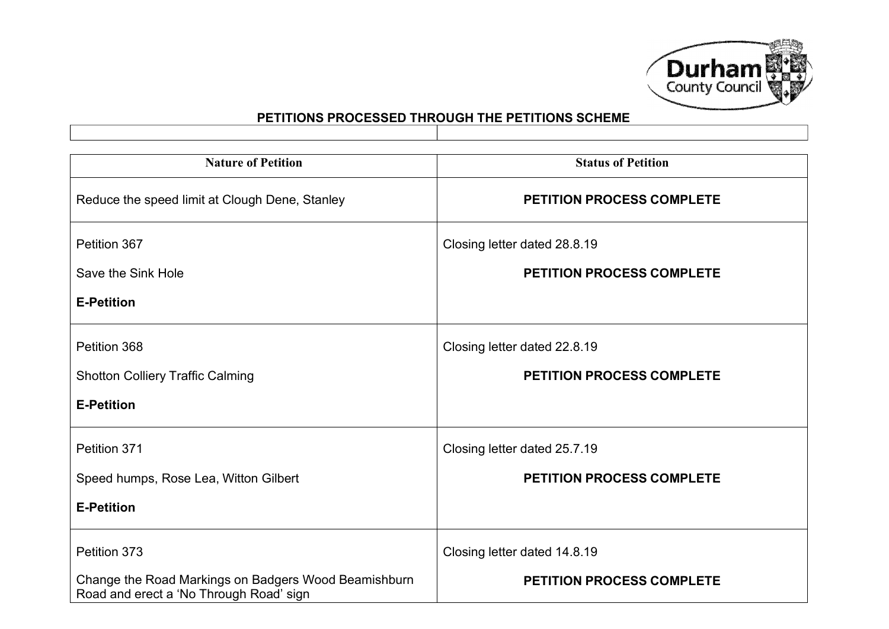## PETITIONS PROCESSED THROUGH THE PETITIONS SCHEME

| Nature of Petition | Status of Petition |
|---|---|
| Reduce the speed limit at Clough Dene, Stanley | **PETITION PROCESS COMPLETE** |
| Petition 367<br><br>Save the Sink Hole<br><br>**E-Petition** | Closing letter dated 28.8.19<br><br>**PETITION PROCESS COMPLETE** |
| Petition 368<br><br>Shotton Colliery Traffic Calming<br><br>**E-Petition** | Closing letter dated 22.8.19<br><br>**PETITION PROCESS COMPLETE** |
| Petition 371<br><br>Speed humps, Rose Lea, Witton Gilbert<br><br>**E-Petition** | Closing letter dated 25.7.19<br><br>**PETITION PROCESS COMPLETE** |
| Petition 373<br><br>Change the Road Markings on Badgers Wood Beamishburn Road and erect a 'No Through Road' sign | Closing letter dated 14.8.19<br><br>**PETITION PROCESS COMPLETE** |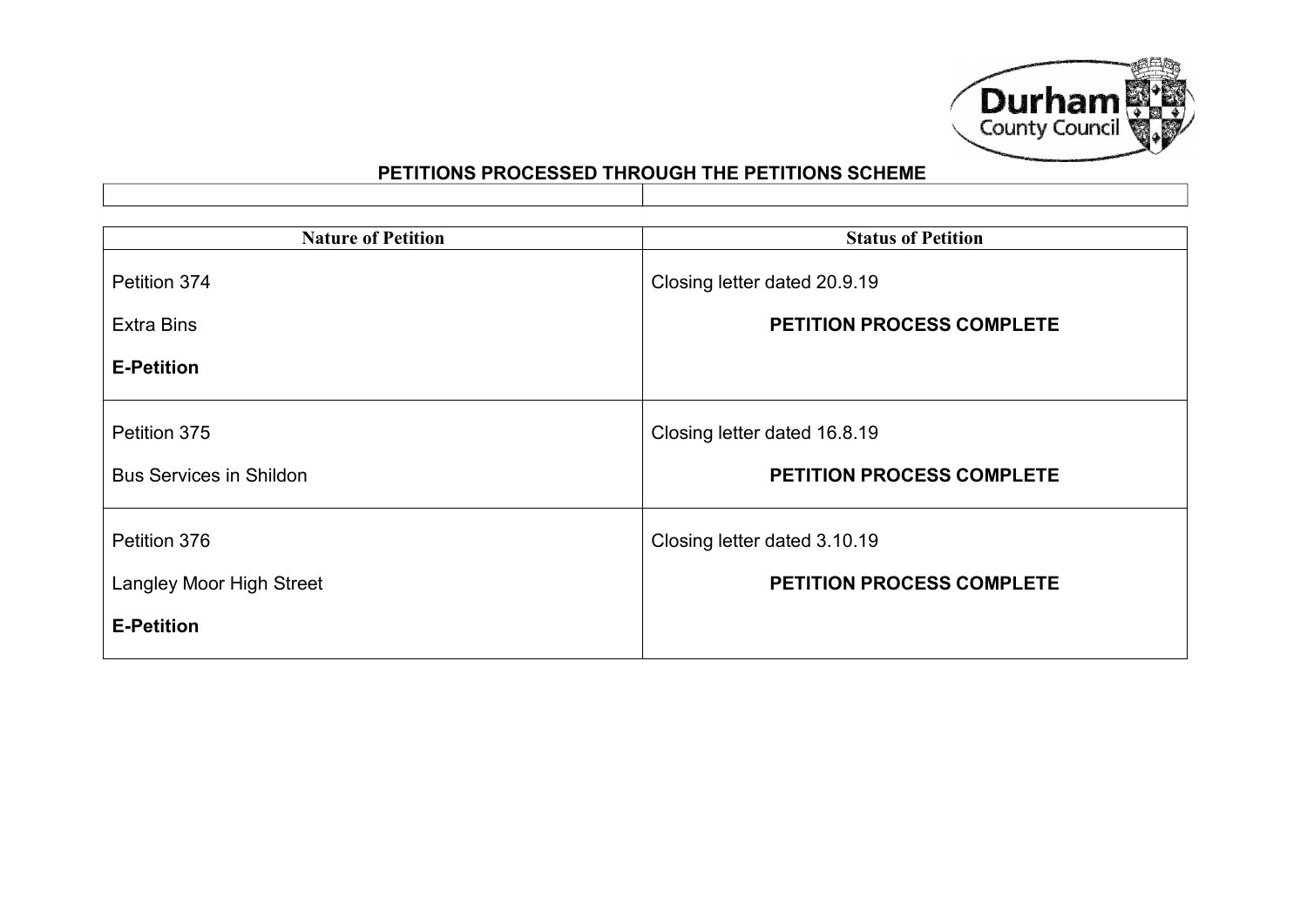## PETITIONS PROCESSED THROUGH THE PETITIONS SCHEME

| Nature of Petition | Status of Petition |
|---|---|
| Petition 374<br><br>Extra Bins<br><br>**E-Petition** | Closing letter dated 20.9.19<br><br>**PETITION PROCESS COMPLETE** |
| Petition 375<br><br>Bus Services in Shildon | Closing letter dated 16.8.19<br><br>**PETITION PROCESS COMPLETE** |
| Petition 376<br><br>Langley Moor High Street<br><br>**E-Petition** | Closing letter dated 3.10.19<br><br>**PETITION PROCESS COMPLETE** |